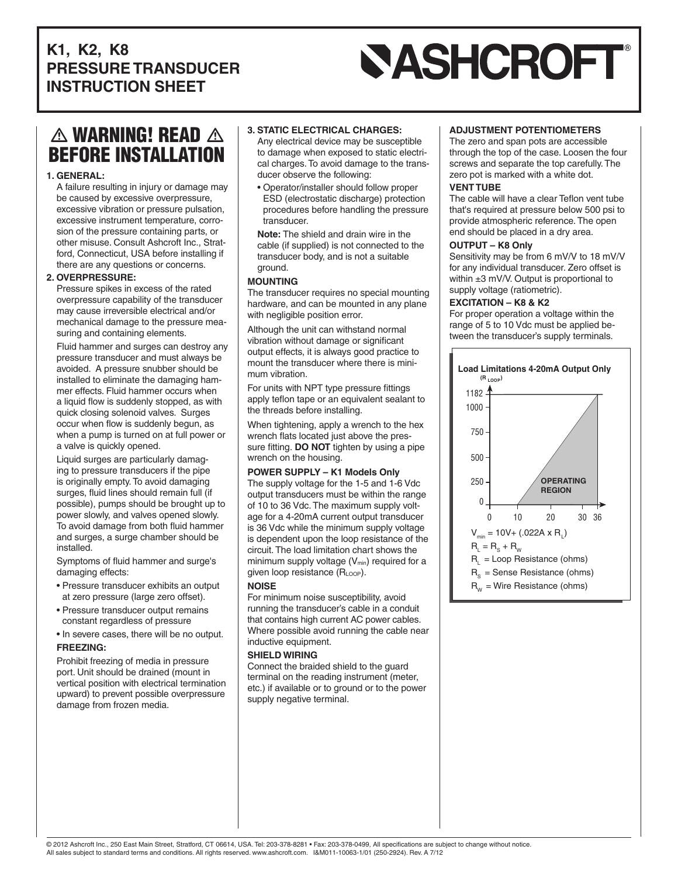# K1, K2, K8 PRESSURE TRANSDUCER INSTRUCTION SHEET

**ASHCROFT®**

## ⚠ WARNING! READ ⚠ BEFORE INSTALLATION

**1. GENERAL:**

A failure resulting in injury or damage may be caused by excessive overpressure, excessive vibration or pressure pulsation, excessive instrument temperature, corrosion of the pressure containing parts, or other misuse. Consult Ashcroft Inc., Stratford, Connecticut, USA before installing if there are any questions or concerns.

**2. OVERPRESSURE:**

Pressure spikes in excess of the rated overpressure capability of the transducer may cause irreversible electrical and/or mechanical damage to the pressure measuring and containing elements.

Fluid hammer and surges can destroy any pressure transducer and must always be avoided. A pressure snubber should be installed to eliminate the damaging hammer effects. Fluid hammer occurs when a liquid flow is suddenly stopped, as with quick closing solenoid valves. Surges occur when flow is suddenly begun, as when a pump is turned on at full power or a valve is quickly opened.

Liquid surges are particularly damaging to pressure transducers if the pipe is originally empty. To avoid damaging surges, fluid lines should remain full (if possible), pumps should be brought up to power slowly, and valves opened slowly. To avoid damage from both fluid hammer and surges, a surge chamber should be installed.

Symptoms of fluid hammer and surge's damaging effects:

- Pressure transducer exhibits an output at zero pressure (large zero offset).
- Pressure transducer output remains constant regardless of pressure
- In severe cases, there will be no output.

**FREEZING:**

Prohibit freezing of media in pressure port. Unit should be drained (mount in vertical position with electrical termination upward) to prevent possible overpressure damage from frozen media.

**3. STATIC ELECTRICAL CHARGES:**

Any electrical device may be susceptible to damage when exposed to static electrical charges. To avoid damage to the transducer observe the following:

- Operator/installer should follow proper ESD (electrostatic discharge) protection procedures before handling the pressure transducer.

**Note:** The shield and drain wire in the cable (if supplied) is not connected to the transducer body, and is not a suitable ground.

**MOUNTING**

The transducer requires no special mounting hardware, and can be mounted in any plane with negligible position error.

Although the unit can withstand normal vibration without damage or significant output effects, it is always good practice to mount the transducer where there is minimum vibration.

For units with NPT type pressure fittings apply teflon tape or an equivalent sealant to the threads before installing.

When tightening, apply a wrench to the hex wrench flats located just above the pressure fitting. **DO NOT** tighten by using a pipe wrench on the housing.

**POWER SUPPLY – K1 Models Only**

The supply voltage for the 1-5 and 1-6 Vdc output transducers must be within the range of 10 to 36 Vdc. The maximum supply voltage for a 4-20mA current output transducer is 36 Vdc while the minimum supply voltage is dependent upon the loop resistance of the circuit. The load limitation chart shows the minimum supply voltage ($V_{min}$) required for a given loop resistance ($R_{LOOP}$).

**NOISE**

For minimum noise susceptibility, avoid running the transducer's cable in a conduit that contains high current AC power cables. Where possible avoid running the cable near inductive equipment.

**SHIELD WIRING**

Connect the braided shield to the guard terminal on the reading instrument (meter, etc.) if available or to ground or to the power supply negative terminal.

**ADJUSTMENT POTENTIOMETERS**

The zero and span pots are accessible through the top of the case. Loosen the four screws and separate the top carefully. The zero pot is marked with a white dot.

**VENT TUBE**

The cable will have a clear Teflon vent tube that's required at pressure below 500 psi to provide atmospheric reference. The open end should be placed in a dry area.

**OUTPUT – K8 Only**

Sensitivity may be from 6 mV/V to 18 mV/V for any individual transducer. Zero offset is within ±3 mV/V. Output is proportional to supply voltage (ratiometric).

**EXCITATION – K8 & K2**

For proper operation a voltage within the range of 5 to 10 Vdc must be applied between the transducer's supply terminals.

**Load Limitations 4-20mA Output Only**

($R_{LOOP}$) axis: 0, 250, 500, 750, 1000, 1182; supply voltage axis: 0, 10, 20, 30, 36. OPERATING REGION

$V_{min}$ = 10V+ (.022A x $R_L$)

$R_L = R_S + R_W$

$R_L$ = Loop Resistance (ohms)

$R_S$ = Sense Resistance (ohms)

$R_W$ = Wire Resistance (ohms)

© 2012 Ashcroft Inc., 250 East Main Street, Stratford, CT 06614, USA. Tel: 203-378-8281 • Fax: 203-378-0499, All specifications are subject to change without notice. All sales subject to standard terms and conditions. All rights reserved. www.ashcroft.com. I&M011-10063-1/01 (250-2924). Rev. A 7/12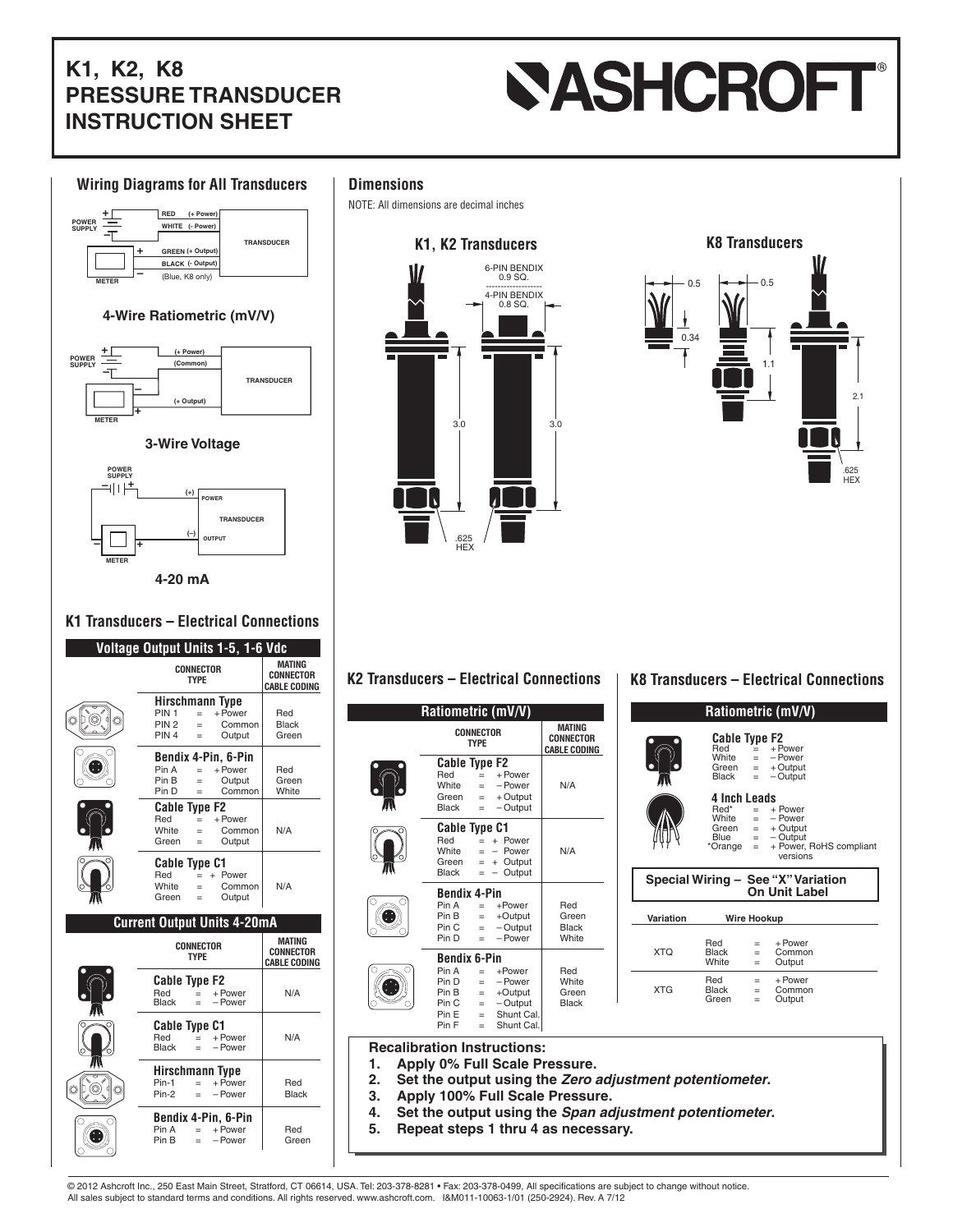# K1, K2, K8 PRESSURE TRANSDUCER INSTRUCTION SHEET

ASHCROFT®

## Wiring Diagrams for All Transducers

POWER SUPPLY
RED (+ Power)
WHITE (- Power)
GREEN (+ Output)
BLACK (- Output)
(Blue, K8 only)
TRANSDUCER
METER

**4-Wire Ratiometric (mV/V)**

POWER SUPPLY
(+ Power)
(Common)
(+ Output)
TRANSDUCER
METER

**3-Wire Voltage**

POWER SUPPLY
(+) POWER
(–) OUTPUT
TRANSDUCER
METER

**4-20 mA**

## Dimensions

NOTE: All dimensions are decimal inches

**K1, K2 Transducers**

6-PIN BENDIX 0.9 SQ.
4-PIN BENDIX 0.8 SQ.
3.0
3.0
.625 HEX

**K8 Transducers**

0.5
0.34
0.5
1.1
2.1
.625 HEX

## K1 Transducers – Electrical Connections

**Voltage Output Units 1-5, 1-6 Vdc**

| CONNECTOR TYPE | MATING CONNECTOR CABLE CODING |
|---|---|
| **Hirschmann Type** PIN 1 = + Power; PIN 2 = Common; PIN 4 = Output | Red; Black; Green |
| **Bendix 4-Pin, 6-Pin** Pin A = + Power; Pin B = Output; Pin D = Common | Red; Green; White |
| **Cable Type F2** Red = + Power; White = Common; Green = Output | N/A |
| **Cable Type C1** Red = + Power; White = Common; Green = Output | N/A |

**Current Output Units 4-20mA**

| CONNECTOR TYPE | MATING CONNECTOR CABLE CODING |
|---|---|
| **Cable Type F2** Red = + Power; Black = – Power | N/A |
| **Cable Type C1** Red = + Power; Black = – Power | N/A |
| **Hirschmann Type** Pin-1 = + Power; Pin-2 = – Power | Red; Black |
| **Bendix 4-Pin, 6-Pin** Pin A = + Power; Pin B = – Power | Red; Green |

## K2 Transducers – Electrical Connections

**Ratiometric (mV/V)**

| CONNECTOR TYPE | MATING CONNECTOR CABLE CODING |
|---|---|
| **Cable Type F2** Red = + Power; White = – Power; Green = + Output; Black = – Output | N/A |
| **Cable Type C1** Red = + Power; White = – Power; Green = + Output; Black = – Output | N/A |
| **Bendix 4-Pin** Pin A = +Power; Pin B = +Output; Pin C = – Output; Pin D = – Power | Red; Green; Black; White |
| **Bendix 6-Pin** Pin A = +Power; Pin D = – Power; Pin B = +Output; Pin C = – Output; Pin E = Shunt Cal.; Pin F = Shunt Cal. | Red; White; Green; Black |

## K8 Transducers – Electrical Connections

**Ratiometric (mV/V)**

**Cable Type F2**
Red = + Power
White = – Power
Green = + Output
Black = – Output

**4 Inch Leads**
Red* = + Power
White = – Power
Green = + Output
Blue = – Output
*Orange = + Power, RoHS compliant versions

**Special Wiring – See "X" Variation On Unit Label**

| Variation | Wire Hookup |
|---|---|
| XTQ | Red = + Power; Black = Common; White = Output |
| XTG | Red = + Power; Black = Common; Green = Output |

**Recalibration Instructions:**

1. **Apply 0% Full Scale Pressure.**
2. **Set the output using the *Zero adjustment potentiometer*.**
3. **Apply 100% Full Scale Pressure.**
4. **Set the output using the *Span adjustment potentiometer*.**
5. **Repeat steps 1 thru 4 as necessary.**

© 2012 Ashcroft Inc., 250 East Main Street, Stratford, CT 06614, USA. Tel: 203-378-8281 • Fax: 203-378-0499, All specifications are subject to change without notice. All sales subject to standard terms and conditions. All rights reserved. www.ashcroft.com. I&M011-10063-1/01 (250-2924). Rev. A 7/12